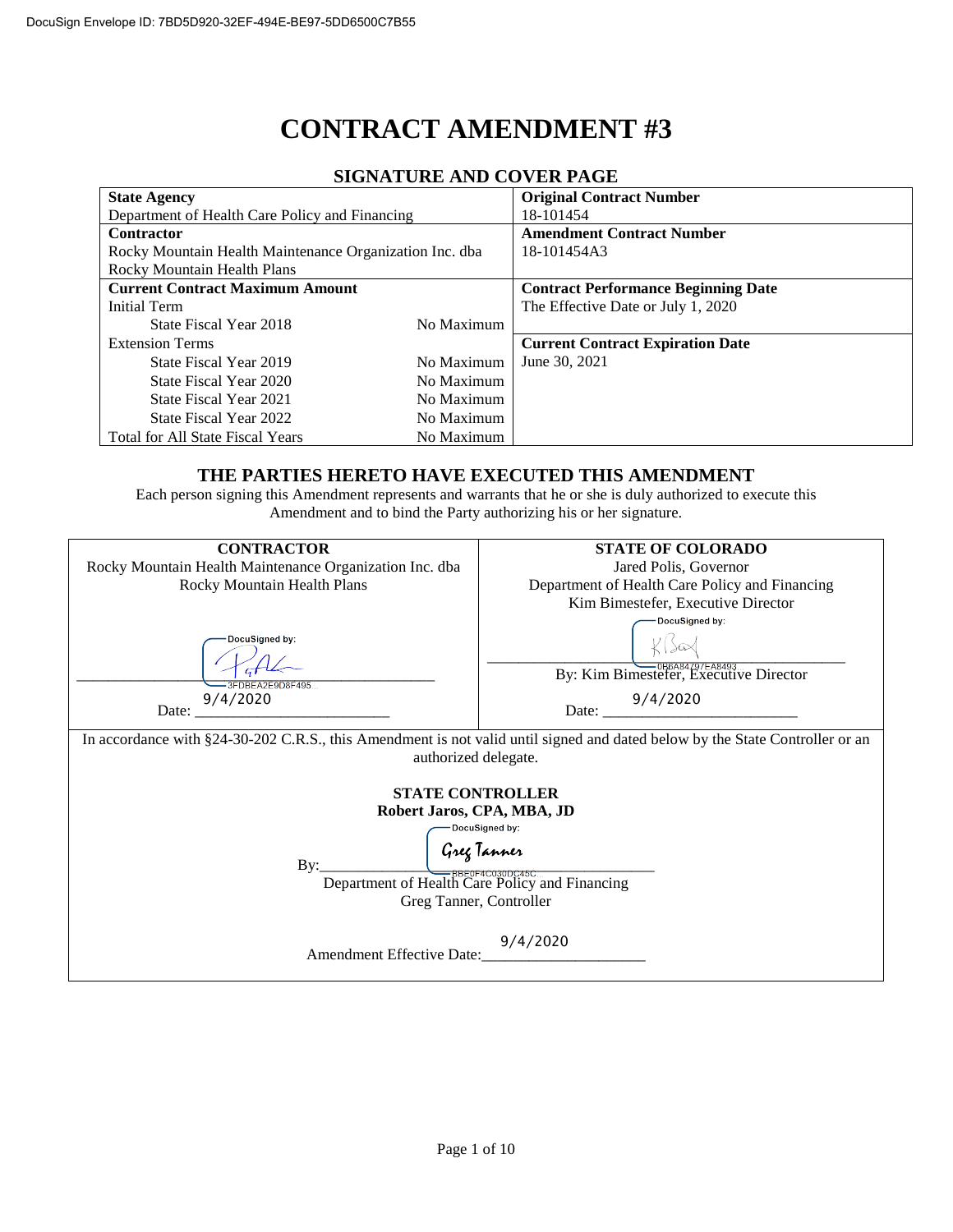DocuSign Envelope ID: 7BD5D920-32EF-494E-BE97-5DD6500C7B55

# CONTRACT AMENDMENT #3

## SIGNATURE AND COVER PAGE

| **State Agency**<br>Department of Health Care Policy and Financing | | **Original Contract Number**<br>18-101454 |
|---|---|---|
| **Contractor**<br>Rocky Mountain Health Maintenance Organization Inc. dba Rocky Mountain Health Plans | | **Amendment Contract Number**<br>18-101454A3 |
| **Current Contract Maximum Amount** | | **Contract Performance Beginning Date**<br>The Effective Date or July 1, 2020 |
| Initial Term | | |
| State Fiscal Year 2018 | No Maximum | |
| Extension Terms | | **Current Contract Expiration Date**<br>June 30, 2021 |
| State Fiscal Year 2019 | No Maximum | |
| State Fiscal Year 2020 | No Maximum | |
| State Fiscal Year 2021 | No Maximum | |
| State Fiscal Year 2022 | No Maximum | |
| Total for All State Fiscal Years | No Maximum | |

### THE PARTIES HERETO HAVE EXECUTED THIS AMENDMENT

Each person signing this Amendment represents and warrants that he or she is duly authorized to execute this Amendment and to bind the Party authorizing his or her signature.

| **CONTRACTOR** | **STATE OF COLORADO** |
|---|---|
| Rocky Mountain Health Maintenance Organization Inc. dba Rocky Mountain Health Plans | Jared Polis, Governor<br>Department of Health Care Policy and Financing<br>Kim Bimestefer, Executive Director |
| DocuSigned by: [signature] 3FDBEA2E9D8F495... | DocuSigned by: [signature] 0B6A8A797EA8493...<br>By: Kim Bimestefer, Executive Director |
| Date: 9/4/2020 | Date: 9/4/2020 |

In accordance with §24-30-202 C.R.S., this Amendment is not valid until signed and dated below by the State Controller or an authorized delegate.

**STATE CONTROLLER**
**Robert Jaros, CPA, MBA, JD**

By: DocuSigned by: Greg Tanner BBE0F4C030DC45C...

Department of Health Care Policy and Financing
Greg Tanner, Controller

Amendment Effective Date: 9/4/2020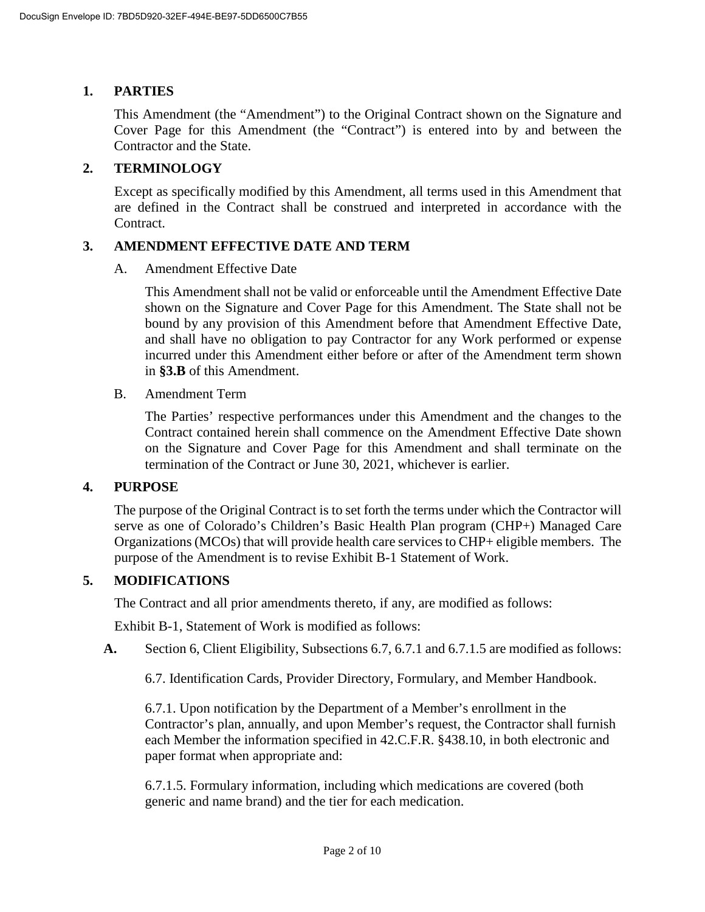## 1. PARTIES

This Amendment (the "Amendment") to the Original Contract shown on the Signature and Cover Page for this Amendment (the "Contract") is entered into by and between the Contractor and the State.

## 2. TERMINOLOGY

Except as specifically modified by this Amendment, all terms used in this Amendment that are defined in the Contract shall be construed and interpreted in accordance with the Contract.

## 3. AMENDMENT EFFECTIVE DATE AND TERM

A. Amendment Effective Date

This Amendment shall not be valid or enforceable until the Amendment Effective Date shown on the Signature and Cover Page for this Amendment. The State shall not be bound by any provision of this Amendment before that Amendment Effective Date, and shall have no obligation to pay Contractor for any Work performed or expense incurred under this Amendment either before or after of the Amendment term shown in **§3.B** of this Amendment.

B. Amendment Term

The Parties' respective performances under this Amendment and the changes to the Contract contained herein shall commence on the Amendment Effective Date shown on the Signature and Cover Page for this Amendment and shall terminate on the termination of the Contract or June 30, 2021, whichever is earlier.

## 4. PURPOSE

The purpose of the Original Contract is to set forth the terms under which the Contractor will serve as one of Colorado's Children's Basic Health Plan program (CHP+) Managed Care Organizations (MCOs) that will provide health care services to CHP+ eligible members. The purpose of the Amendment is to revise Exhibit B-1 Statement of Work.

## 5. MODIFICATIONS

The Contract and all prior amendments thereto, if any, are modified as follows:

Exhibit B-1, Statement of Work is modified as follows:

**A.** Section 6, Client Eligibility, Subsections 6.7, 6.7.1 and 6.7.1.5 are modified as follows:

6.7. Identification Cards, Provider Directory, Formulary, and Member Handbook.

6.7.1. Upon notification by the Department of a Member's enrollment in the Contractor's plan, annually, and upon Member's request, the Contractor shall furnish each Member the information specified in 42.C.F.R. §438.10, in both electronic and paper format when appropriate and:

6.7.1.5. Formulary information, including which medications are covered (both generic and name brand) and the tier for each medication.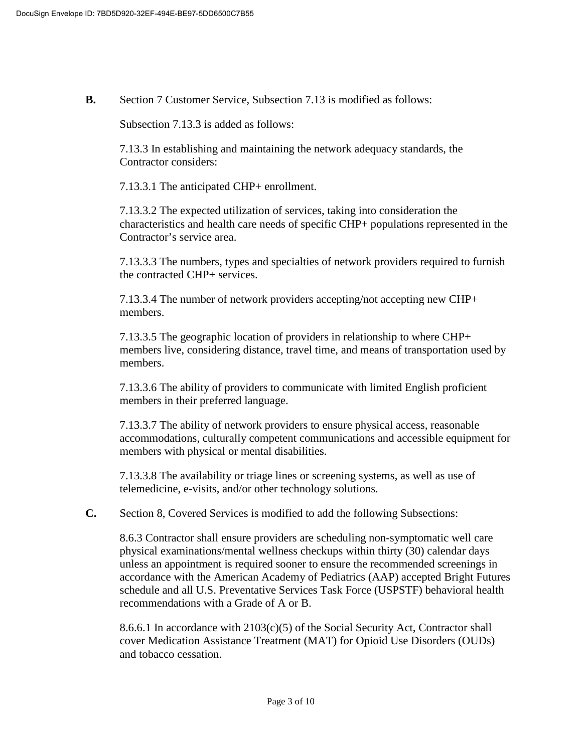**B.** Section 7 Customer Service, Subsection 7.13 is modified as follows:

Subsection 7.13.3 is added as follows:

7.13.3 In establishing and maintaining the network adequacy standards, the Contractor considers:

7.13.3.1 The anticipated CHP+ enrollment.

7.13.3.2 The expected utilization of services, taking into consideration the characteristics and health care needs of specific CHP+ populations represented in the Contractor's service area.

7.13.3.3 The numbers, types and specialties of network providers required to furnish the contracted CHP+ services.

7.13.3.4 The number of network providers accepting/not accepting new CHP+ members.

7.13.3.5 The geographic location of providers in relationship to where CHP+ members live, considering distance, travel time, and means of transportation used by members.

7.13.3.6 The ability of providers to communicate with limited English proficient members in their preferred language.

7.13.3.7 The ability of network providers to ensure physical access, reasonable accommodations, culturally competent communications and accessible equipment for members with physical or mental disabilities.

7.13.3.8 The availability or triage lines or screening systems, as well as use of telemedicine, e-visits, and/or other technology solutions.

**C.** Section 8, Covered Services is modified to add the following Subsections:

8.6.3 Contractor shall ensure providers are scheduling non-symptomatic well care physical examinations/mental wellness checkups within thirty (30) calendar days unless an appointment is required sooner to ensure the recommended screenings in accordance with the American Academy of Pediatrics (AAP) accepted Bright Futures schedule and all U.S. Preventative Services Task Force (USPSTF) behavioral health recommendations with a Grade of A or B.

8.6.6.1 In accordance with 2103(c)(5) of the Social Security Act, Contractor shall cover Medication Assistance Treatment (MAT) for Opioid Use Disorders (OUDs) and tobacco cessation.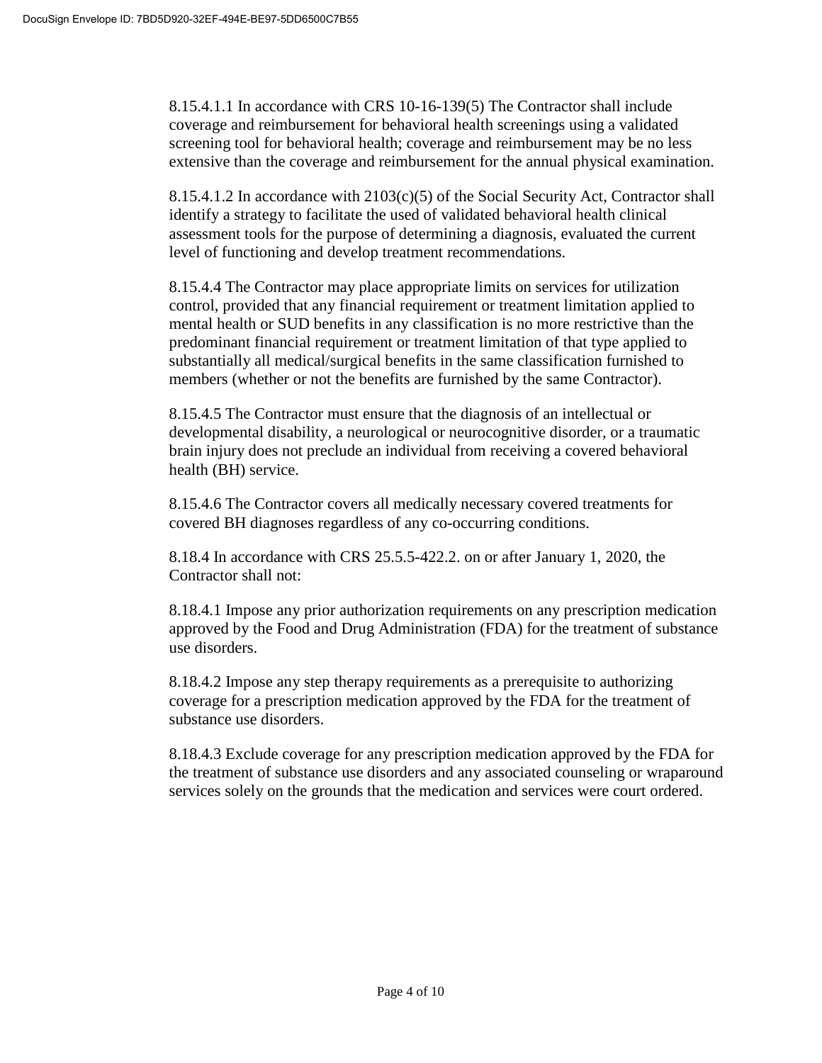8.15.4.1.1 In accordance with CRS 10-16-139(5) The Contractor shall include coverage and reimbursement for behavioral health screenings using a validated screening tool for behavioral health; coverage and reimbursement may be no less extensive than the coverage and reimbursement for the annual physical examination.

8.15.4.1.2 In accordance with 2103(c)(5) of the Social Security Act, Contractor shall identify a strategy to facilitate the used of validated behavioral health clinical assessment tools for the purpose of determining a diagnosis, evaluated the current level of functioning and develop treatment recommendations.

8.15.4.4 The Contractor may place appropriate limits on services for utilization control, provided that any financial requirement or treatment limitation applied to mental health or SUD benefits in any classification is no more restrictive than the predominant financial requirement or treatment limitation of that type applied to substantially all medical/surgical benefits in the same classification furnished to members (whether or not the benefits are furnished by the same Contractor).

8.15.4.5 The Contractor must ensure that the diagnosis of an intellectual or developmental disability, a neurological or neurocognitive disorder, or a traumatic brain injury does not preclude an individual from receiving a covered behavioral health (BH) service.

8.15.4.6 The Contractor covers all medically necessary covered treatments for covered BH diagnoses regardless of any co-occurring conditions.

8.18.4 In accordance with CRS 25.5.5-422.2. on or after January 1, 2020, the Contractor shall not:

8.18.4.1 Impose any prior authorization requirements on any prescription medication approved by the Food and Drug Administration (FDA) for the treatment of substance use disorders.

8.18.4.2 Impose any step therapy requirements as a prerequisite to authorizing coverage for a prescription medication approved by the FDA for the treatment of substance use disorders.

8.18.4.3 Exclude coverage for any prescription medication approved by the FDA for the treatment of substance use disorders and any associated counseling or wraparound services solely on the grounds that the medication and services were court ordered.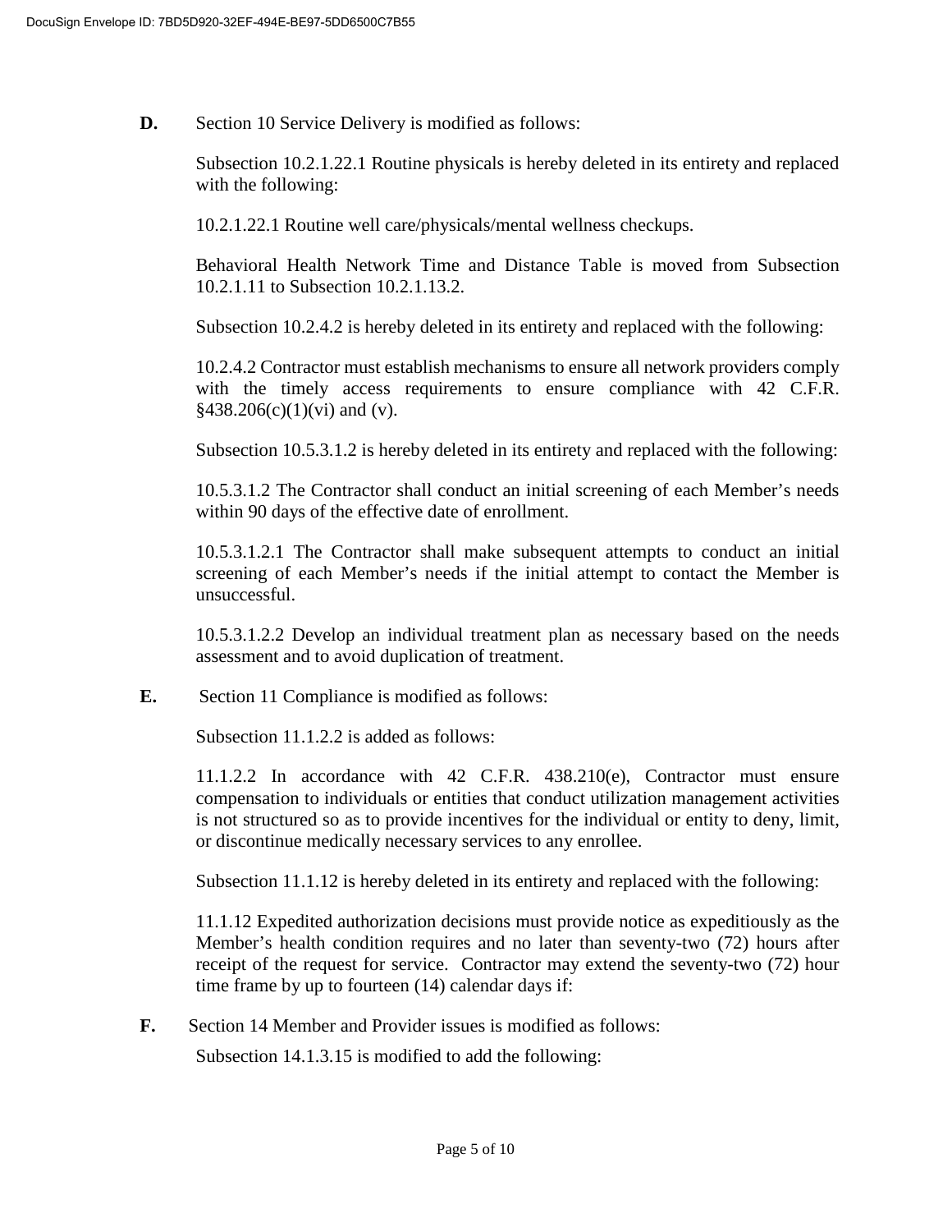**D.** Section 10 Service Delivery is modified as follows:

Subsection 10.2.1.22.1 Routine physicals is hereby deleted in its entirety and replaced with the following:

10.2.1.22.1 Routine well care/physicals/mental wellness checkups.

Behavioral Health Network Time and Distance Table is moved from Subsection 10.2.1.11 to Subsection 10.2.1.13.2.

Subsection 10.2.4.2 is hereby deleted in its entirety and replaced with the following:

10.2.4.2 Contractor must establish mechanisms to ensure all network providers comply with the timely access requirements to ensure compliance with 42 C.F.R. §438.206(c)(1)(vi) and (v).

Subsection 10.5.3.1.2 is hereby deleted in its entirety and replaced with the following:

10.5.3.1.2 The Contractor shall conduct an initial screening of each Member's needs within 90 days of the effective date of enrollment.

10.5.3.1.2.1 The Contractor shall make subsequent attempts to conduct an initial screening of each Member's needs if the initial attempt to contact the Member is unsuccessful.

10.5.3.1.2.2 Develop an individual treatment plan as necessary based on the needs assessment and to avoid duplication of treatment.

**E.** Section 11 Compliance is modified as follows:

Subsection 11.1.2.2 is added as follows:

11.1.2.2 In accordance with 42 C.F.R. 438.210(e), Contractor must ensure compensation to individuals or entities that conduct utilization management activities is not structured so as to provide incentives for the individual or entity to deny, limit, or discontinue medically necessary services to any enrollee.

Subsection 11.1.12 is hereby deleted in its entirety and replaced with the following:

11.1.12 Expedited authorization decisions must provide notice as expeditiously as the Member's health condition requires and no later than seventy-two (72) hours after receipt of the request for service. Contractor may extend the seventy-two (72) hour time frame by up to fourteen (14) calendar days if:

**F.** Section 14 Member and Provider issues is modified as follows:

Subsection 14.1.3.15 is modified to add the following: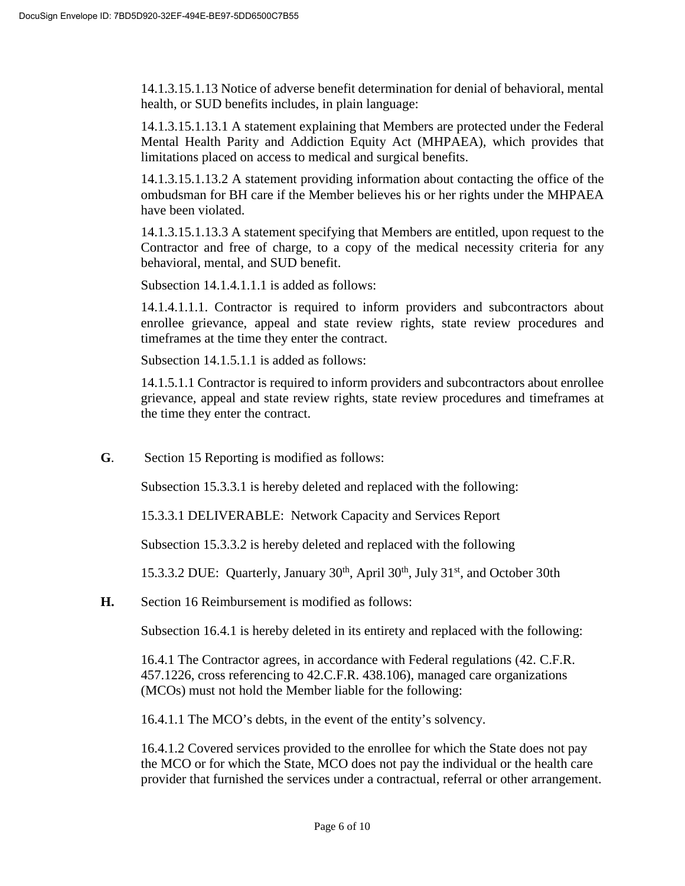14.1.3.15.1.13 Notice of adverse benefit determination for denial of behavioral, mental health, or SUD benefits includes, in plain language:

14.1.3.15.1.13.1 A statement explaining that Members are protected under the Federal Mental Health Parity and Addiction Equity Act (MHPAEA), which provides that limitations placed on access to medical and surgical benefits.

14.1.3.15.1.13.2 A statement providing information about contacting the office of the ombudsman for BH care if the Member believes his or her rights under the MHPAEA have been violated.

14.1.3.15.1.13.3 A statement specifying that Members are entitled, upon request to the Contractor and free of charge, to a copy of the medical necessity criteria for any behavioral, mental, and SUD benefit.

Subsection 14.1.4.1.1.1 is added as follows:

14.1.4.1.1.1. Contractor is required to inform providers and subcontractors about enrollee grievance, appeal and state review rights, state review procedures and timeframes at the time they enter the contract.

Subsection 14.1.5.1.1 is added as follows:

14.1.5.1.1 Contractor is required to inform providers and subcontractors about enrollee grievance, appeal and state review rights, state review procedures and timeframes at the time they enter the contract.

**G.** Section 15 Reporting is modified as follows:

Subsection 15.3.3.1 is hereby deleted and replaced with the following:

15.3.3.1 DELIVERABLE: Network Capacity and Services Report

Subsection 15.3.3.2 is hereby deleted and replaced with the following

15.3.3.2 DUE: Quarterly, January 30th, April 30th, July 31st, and October 30th

**H.** Section 16 Reimbursement is modified as follows:

Subsection 16.4.1 is hereby deleted in its entirety and replaced with the following:

16.4.1 The Contractor agrees, in accordance with Federal regulations (42. C.F.R. 457.1226, cross referencing to 42.C.F.R. 438.106), managed care organizations (MCOs) must not hold the Member liable for the following:

16.4.1.1 The MCO's debts, in the event of the entity's solvency.

16.4.1.2 Covered services provided to the enrollee for which the State does not pay the MCO or for which the State, MCO does not pay the individual or the health care provider that furnished the services under a contractual, referral or other arrangement.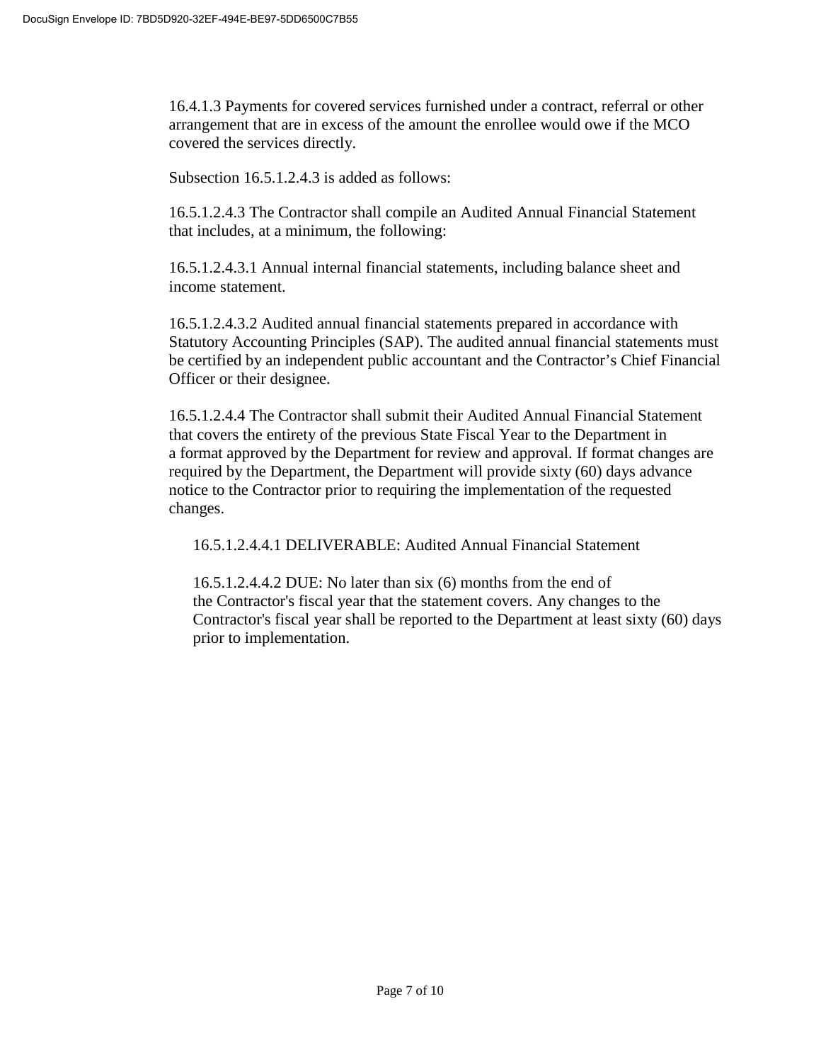16.4.1.3 Payments for covered services furnished under a contract, referral or other arrangement that are in excess of the amount the enrollee would owe if the MCO covered the services directly.

Subsection 16.5.1.2.4.3 is added as follows:

16.5.1.2.4.3 The Contractor shall compile an Audited Annual Financial Statement that includes, at a minimum, the following:

16.5.1.2.4.3.1 Annual internal financial statements, including balance sheet and income statement.

16.5.1.2.4.3.2 Audited annual financial statements prepared in accordance with Statutory Accounting Principles (SAP). The audited annual financial statements must be certified by an independent public accountant and the Contractor's Chief Financial Officer or their designee.

16.5.1.2.4.4 The Contractor shall submit their Audited Annual Financial Statement that covers the entirety of the previous State Fiscal Year to the Department in a format approved by the Department for review and approval. If format changes are required by the Department, the Department will provide sixty (60) days advance notice to the Contractor prior to requiring the implementation of the requested changes.

> 16.5.1.2.4.4.1 DELIVERABLE: Audited Annual Financial Statement
>
> 16.5.1.2.4.4.2 DUE: No later than six (6) months from the end of the Contractor's fiscal year that the statement covers. Any changes to the Contractor's fiscal year shall be reported to the Department at least sixty (60) days prior to implementation.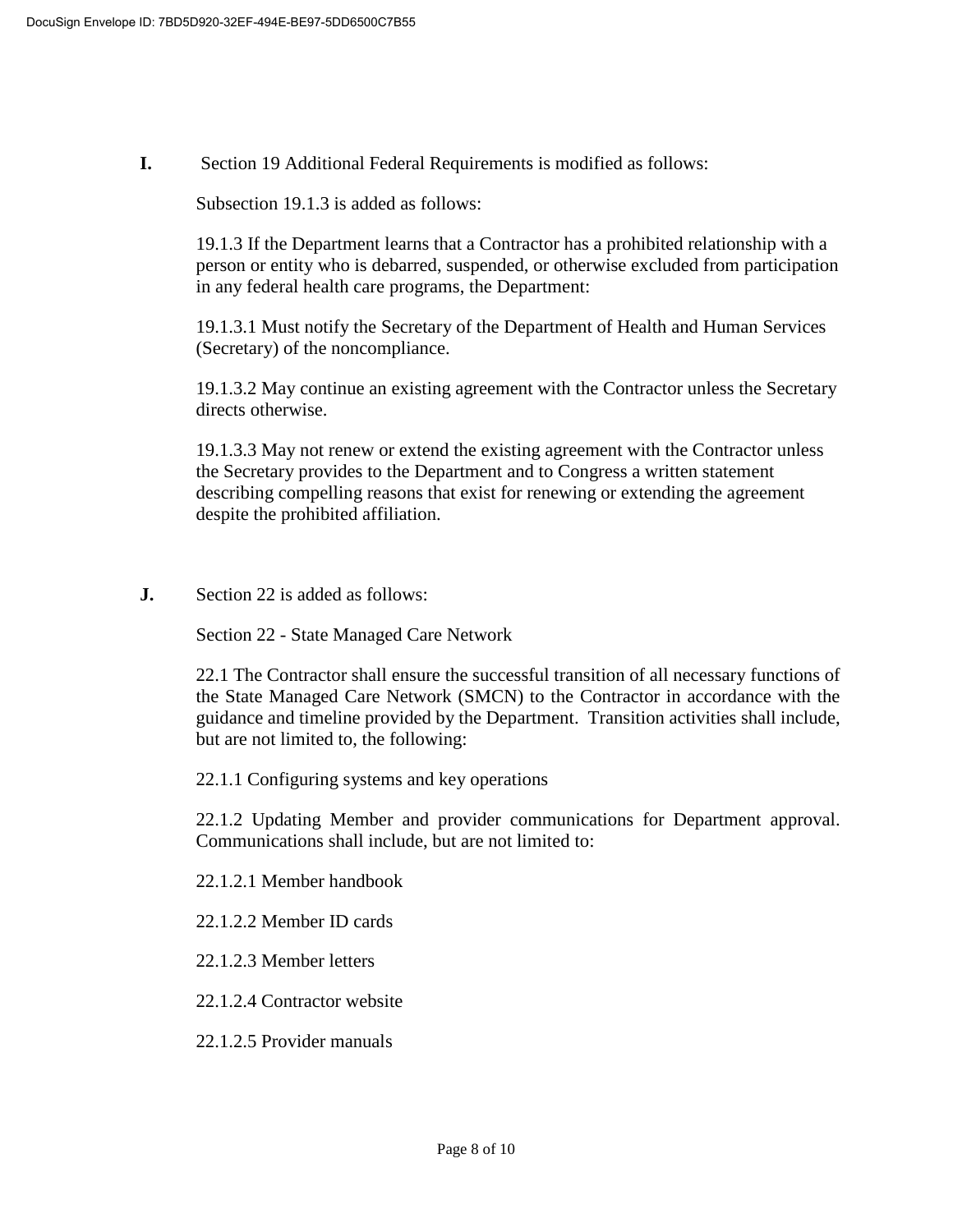**I.** Section 19 Additional Federal Requirements is modified as follows:

Subsection 19.1.3 is added as follows:

19.1.3 If the Department learns that a Contractor has a prohibited relationship with a person or entity who is debarred, suspended, or otherwise excluded from participation in any federal health care programs, the Department:

19.1.3.1 Must notify the Secretary of the Department of Health and Human Services (Secretary) of the noncompliance.

19.1.3.2 May continue an existing agreement with the Contractor unless the Secretary directs otherwise.

19.1.3.3 May not renew or extend the existing agreement with the Contractor unless the Secretary provides to the Department and to Congress a written statement describing compelling reasons that exist for renewing or extending the agreement despite the prohibited affiliation.

**J.** Section 22 is added as follows:

Section 22 - State Managed Care Network

22.1 The Contractor shall ensure the successful transition of all necessary functions of the State Managed Care Network (SMCN) to the Contractor in accordance with the guidance and timeline provided by the Department. Transition activities shall include, but are not limited to, the following:

22.1.1 Configuring systems and key operations

22.1.2 Updating Member and provider communications for Department approval. Communications shall include, but are not limited to:

22.1.2.1 Member handbook

22.1.2.2 Member ID cards

22.1.2.3 Member letters

22.1.2.4 Contractor website

22.1.2.5 Provider manuals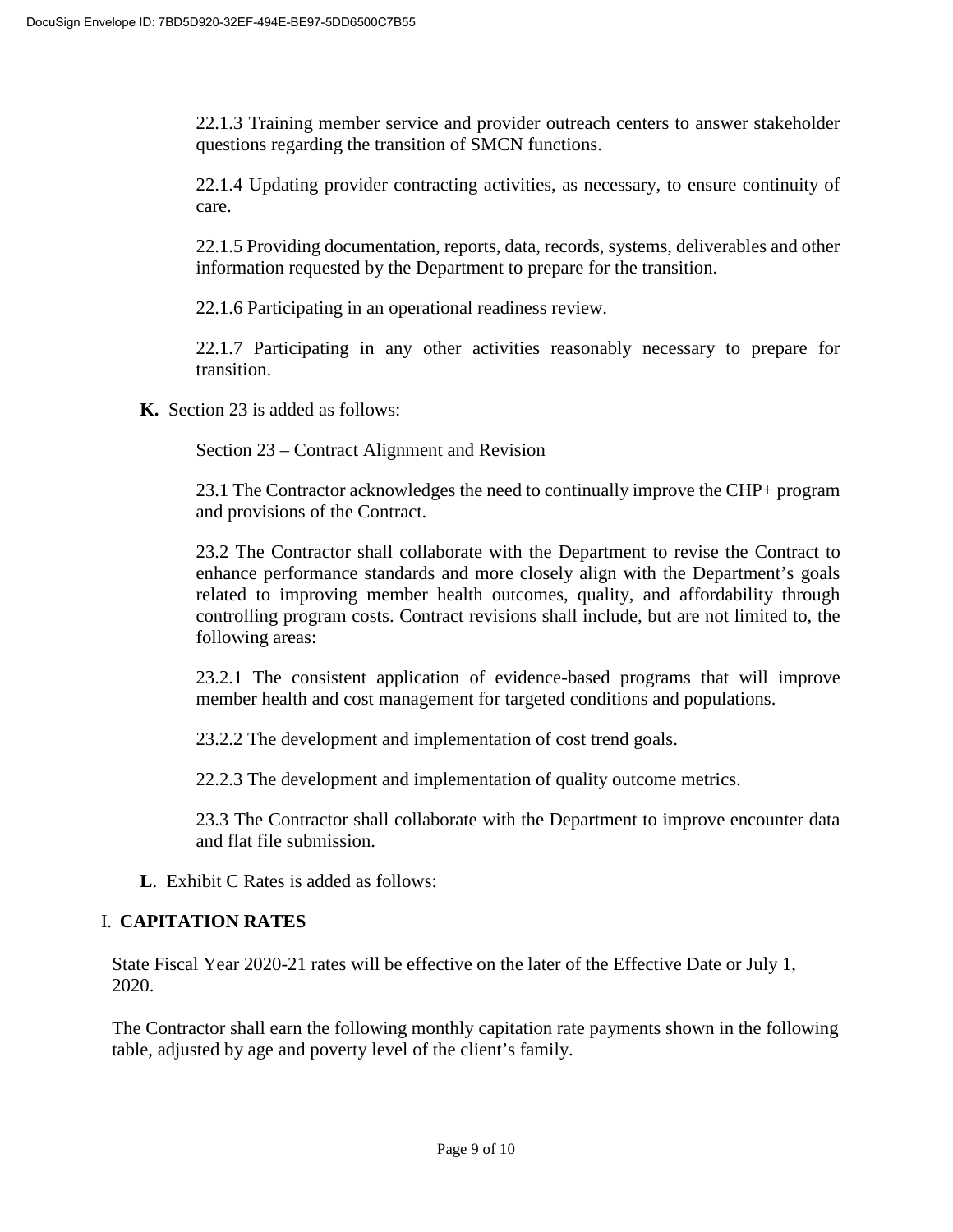22.1.3 Training member service and provider outreach centers to answer stakeholder questions regarding the transition of SMCN functions.

22.1.4 Updating provider contracting activities, as necessary, to ensure continuity of care.

22.1.5 Providing documentation, reports, data, records, systems, deliverables and other information requested by the Department to prepare for the transition.

22.1.6 Participating in an operational readiness review.

22.1.7 Participating in any other activities reasonably necessary to prepare for transition.

**K.** Section 23 is added as follows:

Section 23 – Contract Alignment and Revision

23.1 The Contractor acknowledges the need to continually improve the CHP+ program and provisions of the Contract.

23.2 The Contractor shall collaborate with the Department to revise the Contract to enhance performance standards and more closely align with the Department's goals related to improving member health outcomes, quality, and affordability through controlling program costs. Contract revisions shall include, but are not limited to, the following areas:

23.2.1 The consistent application of evidence-based programs that will improve member health and cost management for targeted conditions and populations.

23.2.2 The development and implementation of cost trend goals.

22.2.3 The development and implementation of quality outcome metrics.

23.3 The Contractor shall collaborate with the Department to improve encounter data and flat file submission.

**L**. Exhibit C Rates is added as follows:

## I. CAPITATION RATES

State Fiscal Year 2020-21 rates will be effective on the later of the Effective Date or July 1, 2020.

The Contractor shall earn the following monthly capitation rate payments shown in the following table, adjusted by age and poverty level of the client's family.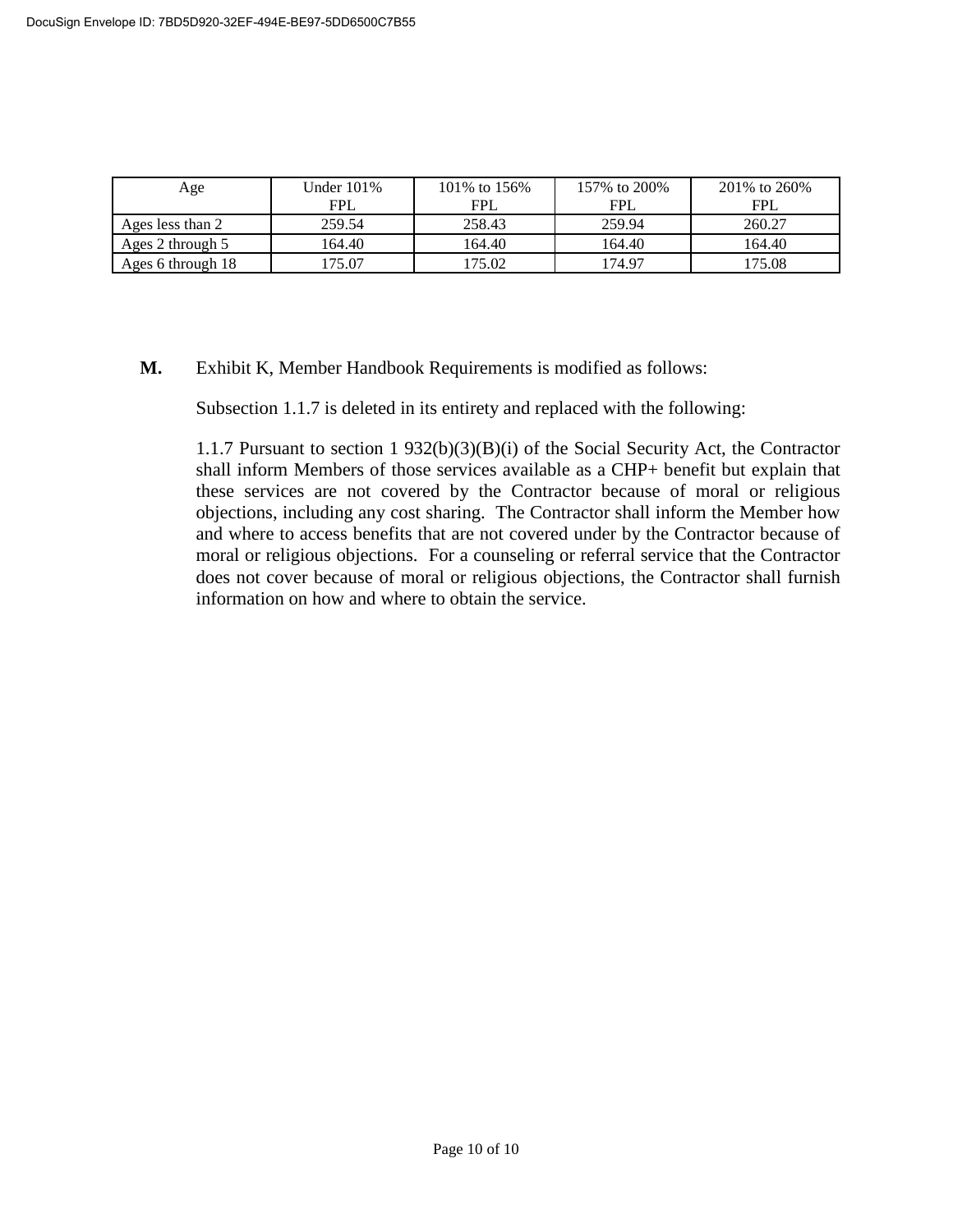| Age | Under 101% FPL | 101% to 156% FPL | 157% to 200% FPL | 201% to 260% FPL |
|---|---|---|---|---|
| Ages less than 2 | 259.54 | 258.43 | 259.94 | 260.27 |
| Ages 2 through 5 | 164.40 | 164.40 | 164.40 | 164.40 |
| Ages 6 through 18 | 175.07 | 175.02 | 174.97 | 175.08 |

**M.** Exhibit K, Member Handbook Requirements is modified as follows:

Subsection 1.1.7 is deleted in its entirety and replaced with the following:

1.1.7 Pursuant to section 1 932(b)(3)(B)(i) of the Social Security Act, the Contractor shall inform Members of those services available as a CHP+ benefit but explain that these services are not covered by the Contractor because of moral or religious objections, including any cost sharing. The Contractor shall inform the Member how and where to access benefits that are not covered under by the Contractor because of moral or religious objections. For a counseling or referral service that the Contractor does not cover because of moral or religious objections, the Contractor shall furnish information on how and where to obtain the service.